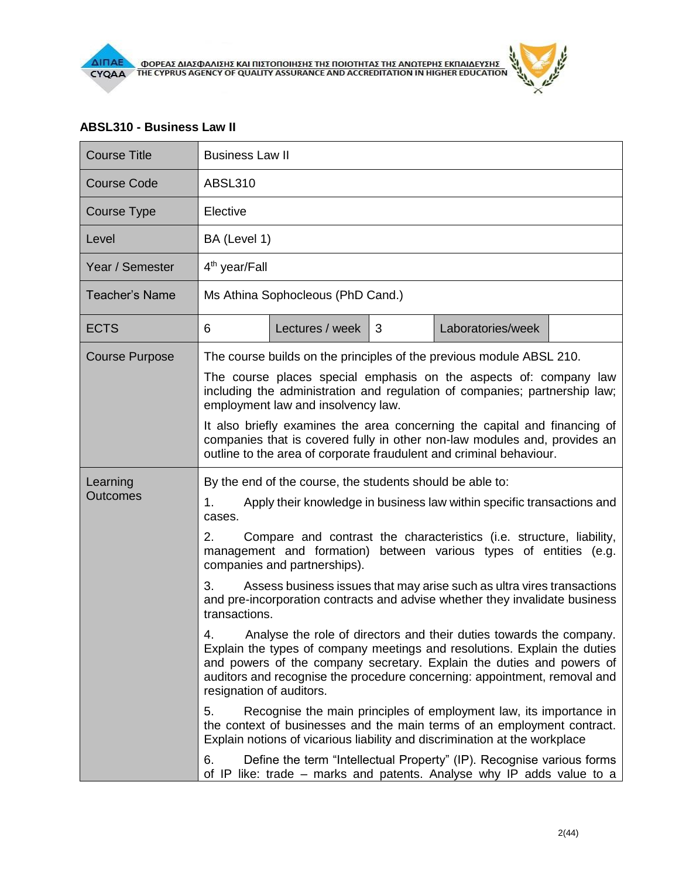### ABSL310 - Business Law II

| Course Title | Business Law II | | | |
|---|---|---|---|---|
| Course Code | ABSL310 | | | |
| Course Type | Elective | | | |
| Level | BA (Level 1) | | | |
| Year / Semester | 4th year/Fall | | | |
| Teacher's Name | Ms Athina Sophocleous (PhD Cand.) | | | |
| ECTS | 6 | Lectures / week | 3 | Laboratories/week |
| Course Purpose | The course builds on the principles of the previous module ABSL 210.<br>The course places special emphasis on the aspects of: company law including the administration and regulation of companies; partnership law; employment law and insolvency law.<br>It also briefly examines the area concerning the capital and financing of companies that is covered fully in other non-law modules and, provides an outline to the area of corporate fraudulent and criminal behaviour. | | | |
| Learning Outcomes | By the end of the course, the students should be able to:<br>1. Apply their knowledge in business law within specific transactions and cases.<br>2. Compare and contrast the characteristics (i.e. structure, liability, management and formation) between various types of entities (e.g. companies and partnerships).<br>3. Assess business issues that may arise such as ultra vires transactions and pre-incorporation contracts and advise whether they invalidate business transactions.<br>4. Analyse the role of directors and their duties towards the company. Explain the types of company meetings and resolutions. Explain the duties and powers of the company secretary. Explain the duties and powers of auditors and recognise the procedure concerning: appointment, removal and resignation of auditors.<br>5. Recognise the main principles of employment law, its importance in the context of businesses and the main terms of an employment contract. Explain notions of vicarious liability and discrimination at the workplace<br>6. Define the term "Intellectual Property" (IP). Recognise various forms of IP like: trade – marks and patents. Analyse why IP adds value to a | | | |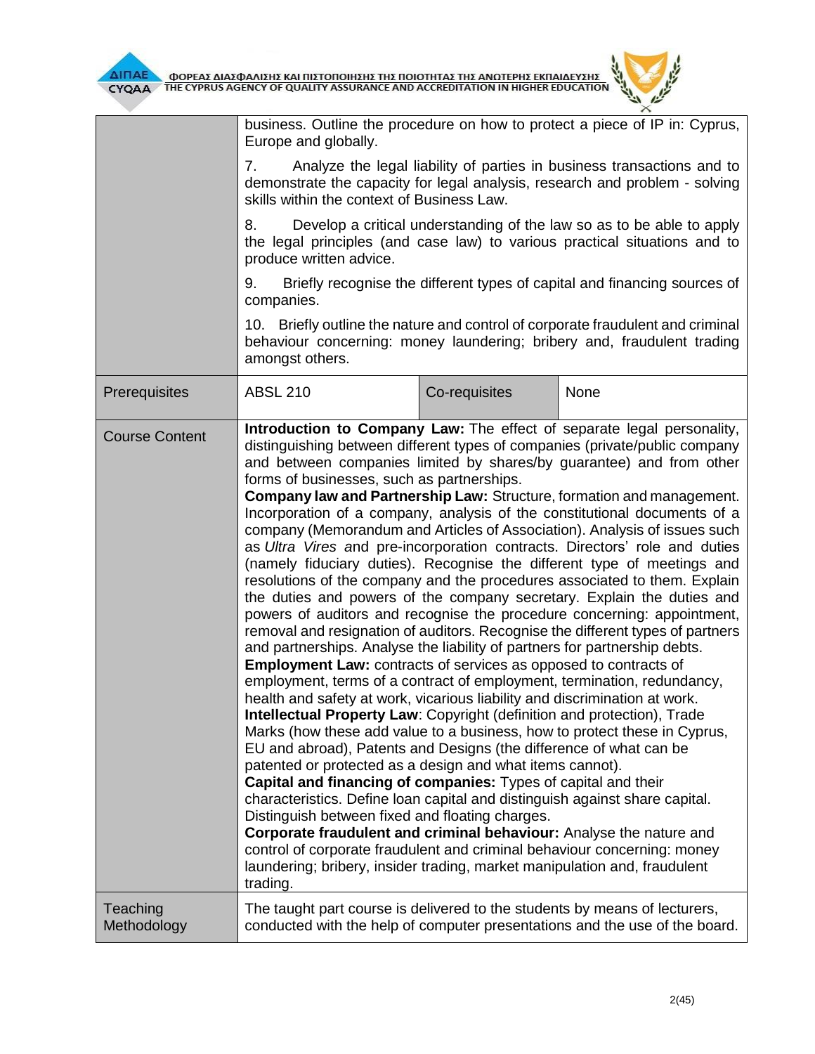| | | | |
|---|---|---|---|
| | business. Outline the procedure on how to protect a piece of IP in: Cyprus, Europe and globally.<br><br>7. Analyze the legal liability of parties in business transactions and to demonstrate the capacity for legal analysis, research and problem - solving skills within the context of Business Law.<br><br>8. Develop a critical understanding of the law so as to be able to apply the legal principles (and case law) to various practical situations and to produce written advice.<br><br>9. Briefly recognise the different types of capital and financing sources of companies.<br><br>10. Briefly outline the nature and control of corporate fraudulent and criminal behaviour concerning: money laundering; bribery and, fraudulent trading amongst others. | | |
| Prerequisites | ABSL 210 | Co-requisites | None |
| Course Content | **Introduction to Company Law:** The effect of separate legal personality, distinguishing between different types of companies (private/public company and between companies limited by shares/by guarantee) and from other forms of businesses, such as partnerships.<br>**Company law and Partnership Law:** Structure, formation and management. Incorporation of a company, analysis of the constitutional documents of a company (Memorandum and Articles of Association). Analysis of issues such as *Ultra Vires* and pre-incorporation contracts. Directors' role and duties (namely fiduciary duties). Recognise the different type of meetings and resolutions of the company and the procedures associated to them. Explain the duties and powers of the company secretary. Explain the duties and powers of auditors and recognise the procedure concerning: appointment, removal and resignation of auditors. Recognise the different types of partners and partnerships. Analyse the liability of partners for partnership debts.<br>**Employment Law:** contracts of services as opposed to contracts of employment, terms of a contract of employment, termination, redundancy, health and safety at work, vicarious liability and discrimination at work.<br>**Intellectual Property Law**: Copyright (definition and protection), Trade Marks (how these add value to a business, how to protect these in Cyprus, EU and abroad), Patents and Designs (the difference of what can be patented or protected as a design and what items cannot).<br>**Capital and financing of companies:** Types of capital and their characteristics. Define loan capital and distinguish against share capital. Distinguish between fixed and floating charges.<br>**Corporate fraudulent and criminal behaviour:** Analyse the nature and control of corporate fraudulent and criminal behaviour concerning: money laundering; bribery, insider trading, market manipulation and, fraudulent trading. | | |
| Teaching Methodology | The taught part course is delivered to the students by means of lecturers, conducted with the help of computer presentations and the use of the board. | | |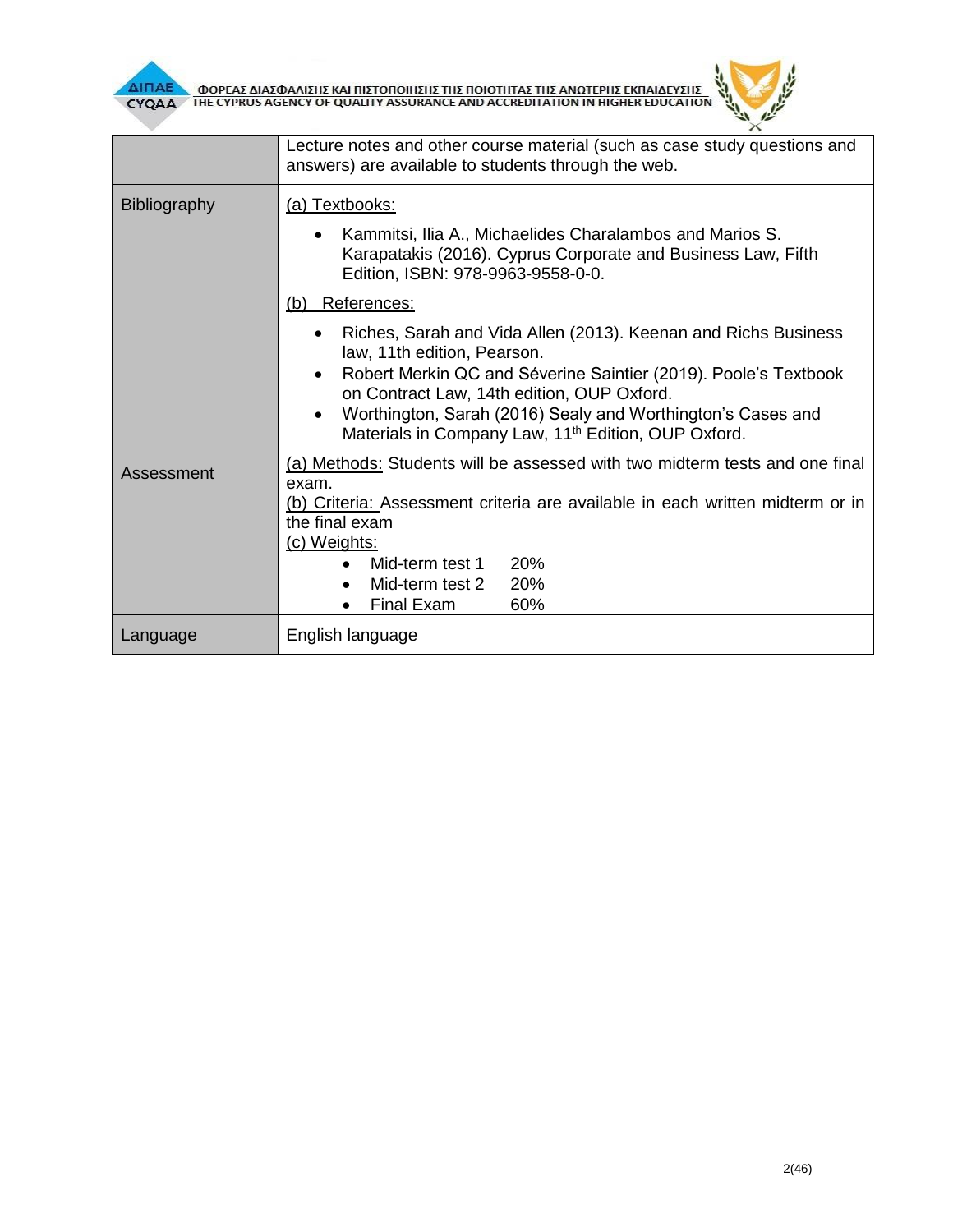| | |
|---|---|
| | Lecture notes and other course material (such as case study questions and answers) are available to students through the web. |
| Bibliography | <u>(a) Textbooks:</u><br>• Kammitsi, Ilia A., Michaelides Charalambos and Marios S. Karapatakis (2016). Cyprus Corporate and Business Law, Fifth Edition, ISBN: 978-9963-9558-0-0.<br><u>(b) References:</u><br>• Riches, Sarah and Vida Allen (2013). Keenan and Richs Business law, 11th edition, Pearson.<br>• Robert Merkin QC and Séverine Saintier (2019). Poole's Textbook on Contract Law, 14th edition, OUP Oxford.<br>• Worthington, Sarah (2016) Sealy and Worthington's Cases and Materials in Company Law, 11th Edition, OUP Oxford. |
| Assessment | <u>(a) Methods:</u> Students will be assessed with two midterm tests and one final exam.<br><u>(b) Criteria:</u> Assessment criteria are available in each written midterm or in the final exam<br><u>(c) Weights:</u><br>• Mid-term test 1 20%<br>• Mid-term test 2 20%<br>• Final Exam 60% |
| Language | English language |